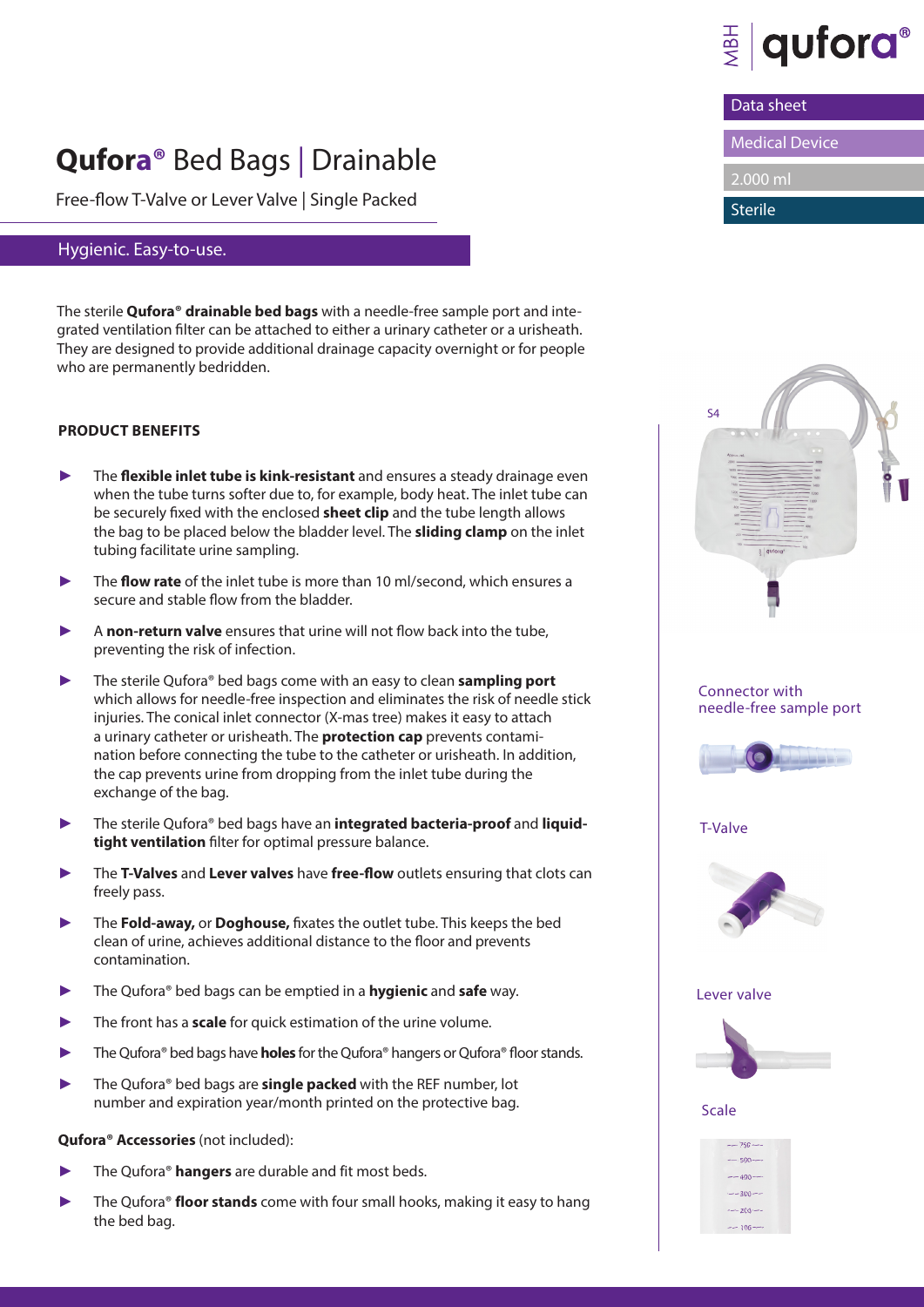MBH | qufora®

Data sheet

Medical Device

2.000 ml

Sterile

# Qufora® Bed Bags | Drainable

Free-flow T-Valve or Lever Valve | Single Packed

## Hygienic. Easy-to-use.

The sterile **Qufora® drainable bed bags** with a needle-free sample port and integrated ventilation filter can be attached to either a urinary catheter or a urisheath. They are designed to provide additional drainage capacity overnight or for people who are permanently bedridden.

### PRODUCT BENEFITS

- The **flexible inlet tube is kink-resistant** and ensures a steady drainage even when the tube turns softer due to, for example, body heat. The inlet tube can be securely fixed with the enclosed **sheet clip** and the tube length allows the bag to be placed below the bladder level. The **sliding clamp** on the inlet tubing facilitate urine sampling.
- The **flow rate** of the inlet tube is more than 10 ml/second, which ensures a secure and stable flow from the bladder.
- A **non-return valve** ensures that urine will not flow back into the tube, preventing the risk of infection.
- The sterile Qufora® bed bags come with an easy to clean **sampling port** which allows for needle-free inspection and eliminates the risk of needle stick injuries. The conical inlet connector (X-mas tree) makes it easy to attach a urinary catheter or urisheath. The **protection cap** prevents contamination before connecting the tube to the catheter or urisheath. In addition, the cap prevents urine from dropping from the inlet tube during the exchange of the bag.
- The sterile Qufora® bed bags have an **integrated bacteria-proof** and **liquid-tight ventilation** filter for optimal pressure balance.
- The **T-Valves** and **Lever valves** have **free-flow** outlets ensuring that clots can freely pass.
- The **Fold-away,** or **Doghouse,** fixates the outlet tube. This keeps the bed clean of urine, achieves additional distance to the floor and prevents contamination.
- The Qufora® bed bags can be emptied in a **hygienic** and **safe** way.
- The front has a **scale** for quick estimation of the urine volume.
- The Qufora® bed bags have **holes** for the Qufora® hangers or Qufora® floor stands.
- The Qufora® bed bags are **single packed** with the REF number, lot number and expiration year/month printed on the protective bag.

**Qufora® Accessories** (not included):

- The Qufora® **hangers** are durable and fit most beds.
- The Qufora® **floor stands** come with four small hooks, making it easy to hang the bed bag.

S4

Connector with needle-free sample port

T-Valve

Lever valve

Scale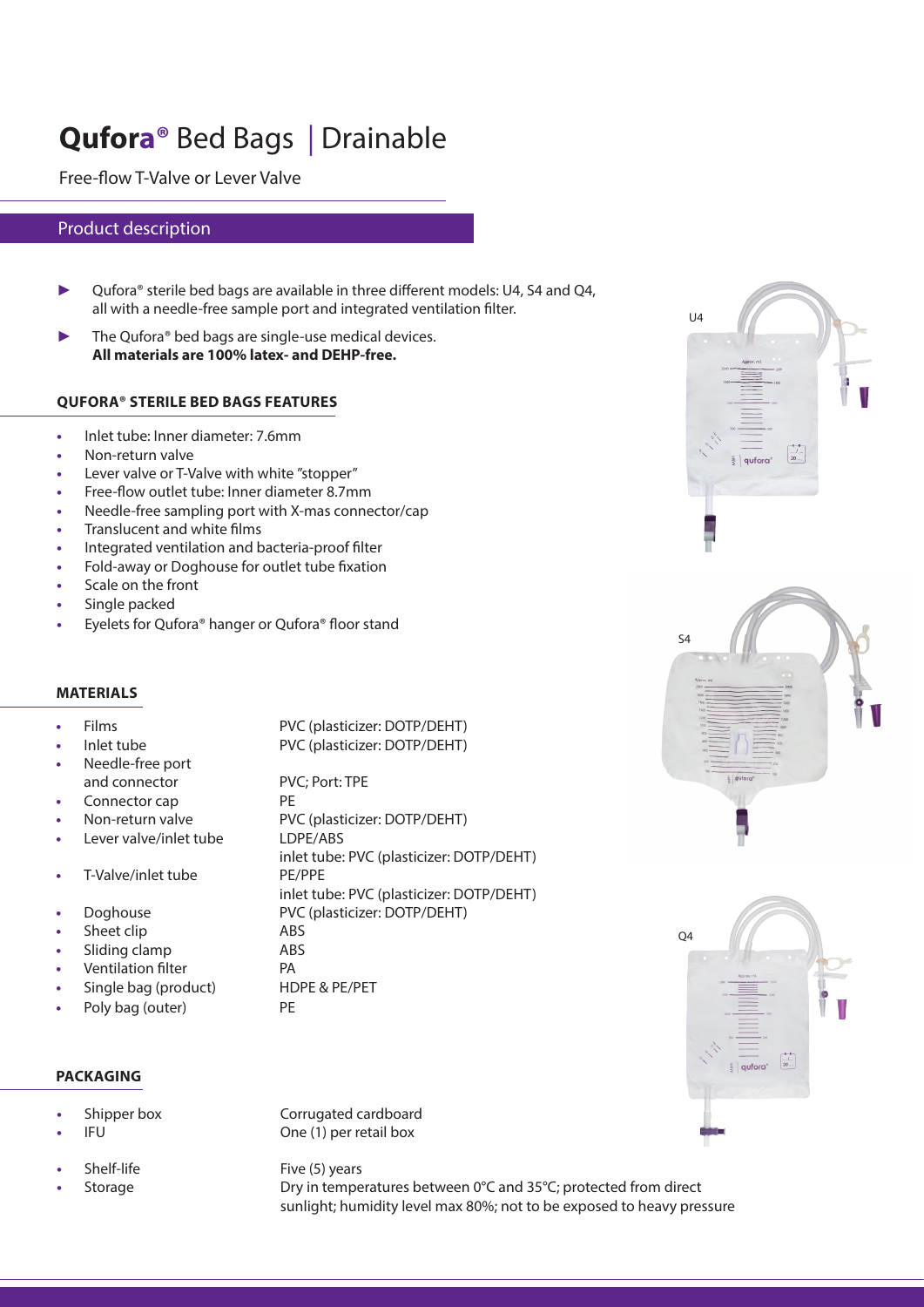# **Qufora®** Bed Bags | Drainable

Free-flow T-Valve or Lever Valve

## Product description

- Qufora® sterile bed bags are available in three different models: U4, S4 and Q4, all with a needle-free sample port and integrated ventilation filter.
- The Qufora® bed bags are single-use medical devices. **All materials are 100% latex- and DEHP-free.**

### QUFORA® STERILE BED BAGS FEATURES

- Inlet tube: Inner diameter: 7.6mm
- Non-return valve
- Lever valve or T-Valve with white "stopper"
- Free-flow outlet tube: Inner diameter 8.7mm
- Needle-free sampling port with X-mas connector/cap
- Translucent and white films
- Integrated ventilation and bacteria-proof filter
- Fold-away or Doghouse for outlet tube fixation
- Scale on the front
- Single packed
- Eyelets for Qufora® hanger or Qufora® floor stand

### MATERIALS

| | |
|---|---|
| Films | PVC (plasticizer: DOTP/DEHT) |
| Inlet tube | PVC (plasticizer: DOTP/DEHT) |
| Needle-free port and connector | PVC; Port: TPE |
| Connector cap | PE |
| Non-return valve | PVC (plasticizer: DOTP/DEHT) |
| Lever valve/inlet tube | LDPE/ABS<br>inlet tube: PVC (plasticizer: DOTP/DEHT) |
| T-Valve/inlet tube | PE/PPE<br>inlet tube: PVC (plasticizer: DOTP/DEHT) |
| Doghouse | PVC (plasticizer: DOTP/DEHT) |
| Sheet clip | ABS |
| Sliding clamp | ABS |
| Ventilation filter | PA |
| Single bag (product) | HDPE & PE/PET |
| Poly bag (outer) | PE |

### PACKAGING

| | |
|---|---|
| Shipper box | Corrugated cardboard |
| IFU | One (1) per retail box |
| Shelf-life | Five (5) years |
| Storage | Dry in temperatures between 0°C and 35°C; protected from direct sunlight; humidity level max 80%; not to be exposed to heavy pressure |

U4

S4

Q4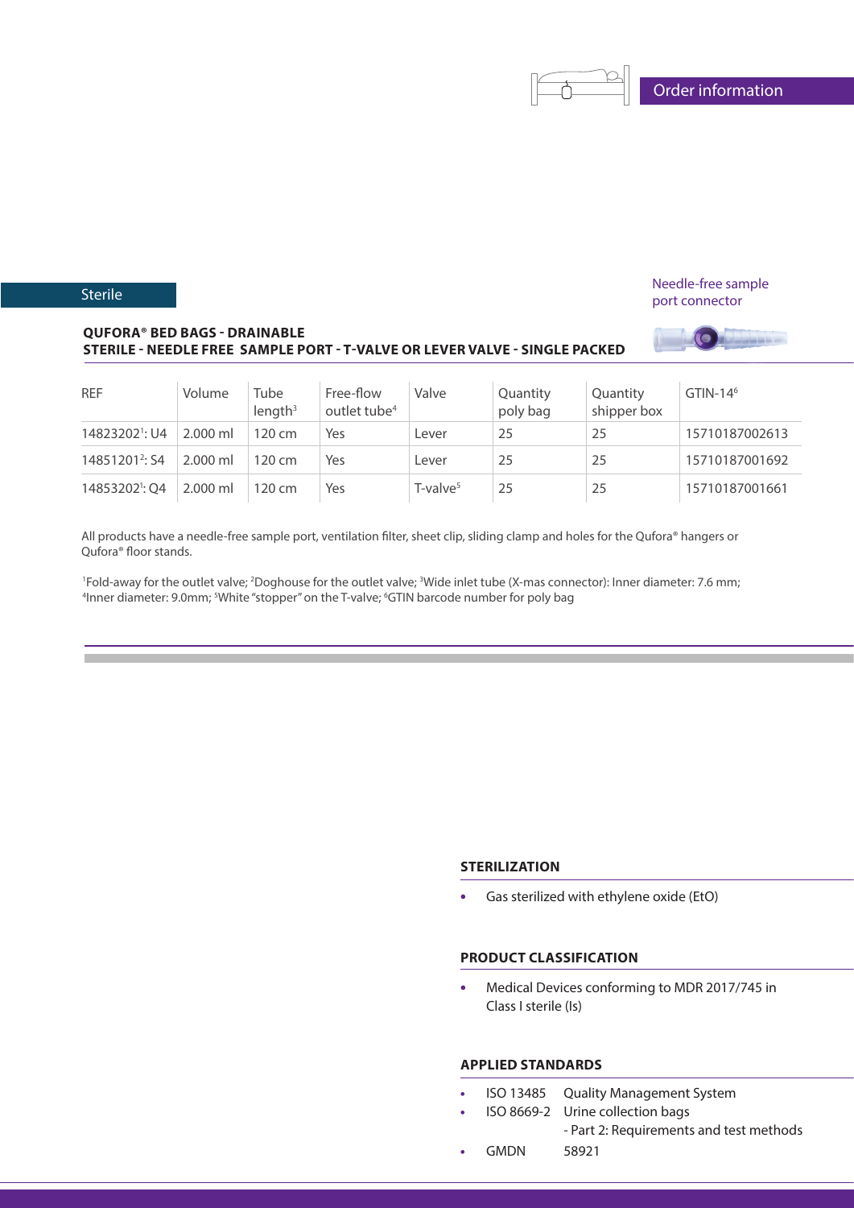## Order information

Sterile

Needle-free sample port connector

**QUFORA® BED BAGS - DRAINABLE**
**STERILE - NEEDLE FREE SAMPLE PORT - T-VALVE OR LEVER VALVE - SINGLE PACKED**

| REF | Volume | Tube length[3] | Free-flow outlet tube[4] | Valve | Quantity poly bag | Quantity shipper box | GTIN-14[6] |
|---|---|---|---|---|---|---|---|
| 14823202[1]: U4 | 2.000 ml | 120 cm | Yes | Lever | 25 | 25 | 15710187002613 |
| 14851201[2]: S4 | 2.000 ml | 120 cm | Yes | Lever | 25 | 25 | 15710187001692 |
| 14853202[1]: Q4 | 2.000 ml | 120 cm | Yes | T-valve[5] | 25 | 25 | 15710187001661 |

All products have a needle-free sample port, ventilation filter, sheet clip, sliding clamp and holes for the Qufora® hangers or Qufora® floor stands.

[1]Fold-away for the outlet valve; [2]Doghouse for the outlet valve; [3]Wide inlet tube (X-mas connector): Inner diameter: 7.6 mm; [4]Inner diameter: 9.0mm; [5]White "stopper" on the T-valve; [6]GTIN barcode number for poly bag

### STERILIZATION

- Gas sterilized with ethylene oxide (EtO)

### PRODUCT CLASSIFICATION

- Medical Devices conforming to MDR 2017/745 in Class I sterile (Is)

### APPLIED STANDARDS

- ISO 13485 Quality Management System
- ISO 8669-2 Urine collection bags - Part 2: Requirements and test methods
- GMDN 58921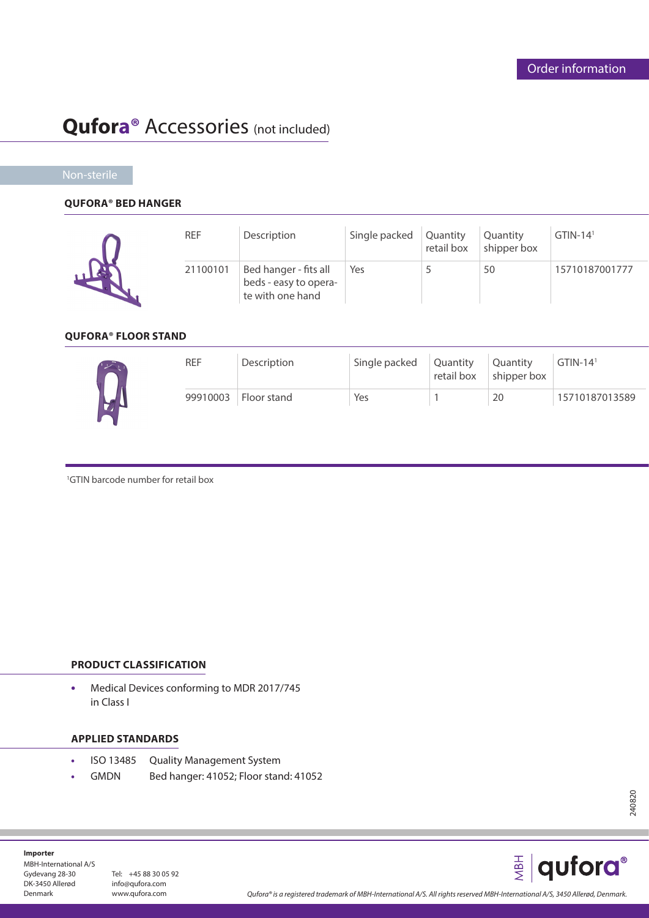Order information

# Qufora® Accessories (not included)

Non-sterile

### QUFORA® BED HANGER

| REF | Description | Single packed | Quantity retail box | Quantity shipper box | GTIN-14[1] |
|---|---|---|---|---|---|
| 21100101 | Bed hanger - fits all beds - easy to operate with one hand | Yes | 5 | 50 | 15710187001777 |

### QUFORA® FLOOR STAND

| REF | Description | Single packed | Quantity retail box | Quantity shipper box | GTIN-14[1] |
|---|---|---|---|---|---|
| 99910003 | Floor stand | Yes | 1 | 20 | 15710187013589 |

[1]GTIN barcode number for retail box

### PRODUCT CLASSIFICATION

- Medical Devices conforming to MDR 2017/745 in Class I

### APPLIED STANDARDS

- ISO 13485 Quality Management System
- GMDN Bed hanger: 41052; Floor stand: 41052

240820

**Importer**
MBH-International A/S
Gydevang 28-30
DK-3450 Allerød
Denmark

Tel: +45 88 30 05 92
info@qufora.com
www.qufora.com

MBH | qufora®

*Qufora® is a registered trademark of MBH-International A/S. All rights reserved MBH-International A/S, 3450 Allerød, Denmark.*